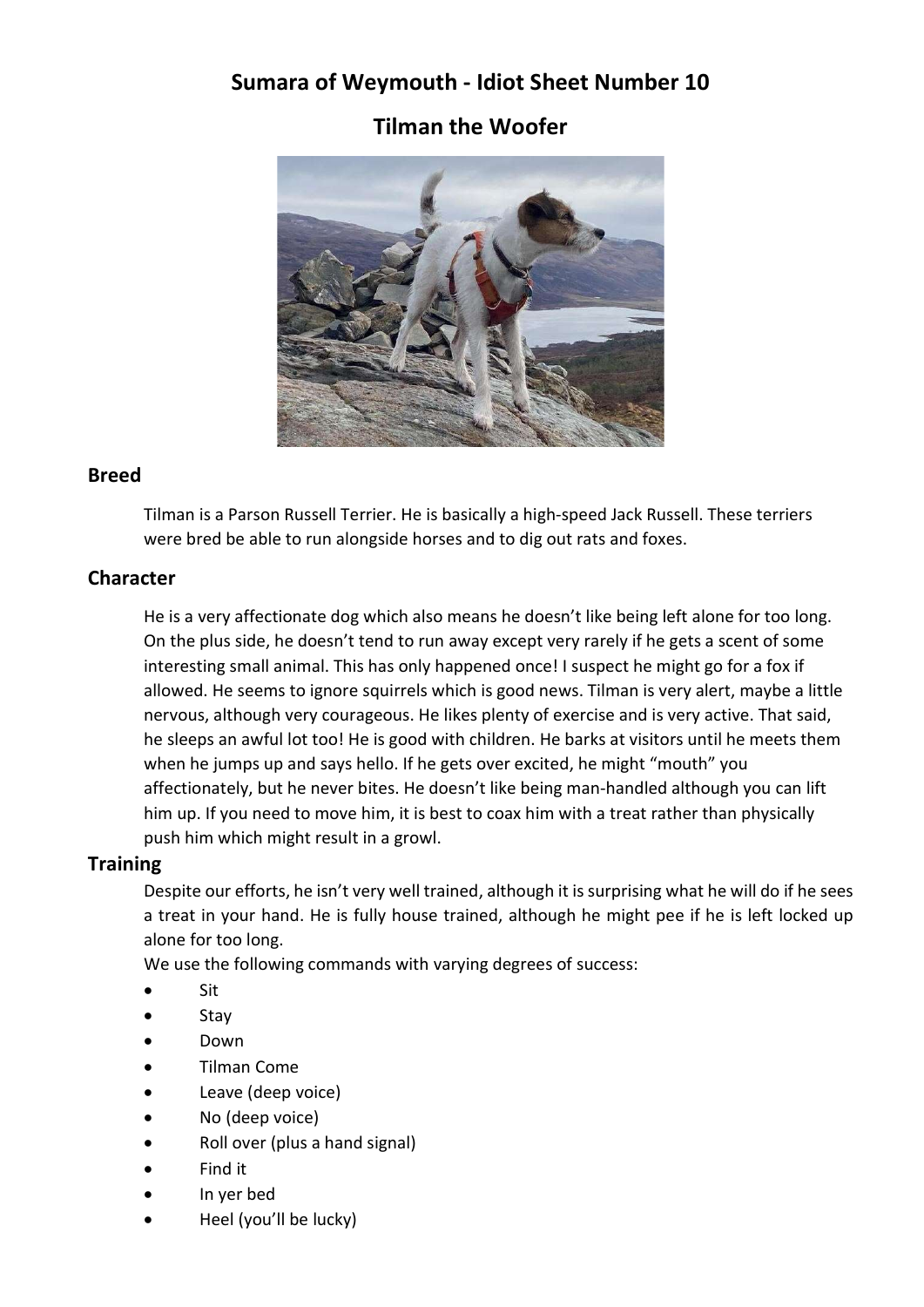# Sumara of Weymouth - Idiot Sheet Number 10

## Tilman the Woofer

### Breed

Tilman is a Parson Russell Terrier. He is basically a high-speed Jack Russell. These terriers were bred be able to run alongside horses and to dig out rats and foxes.

### Character

He is a very affectionate dog which also means he doesn't like being left alone for too long. On the plus side, he doesn't tend to run away except very rarely if he gets a scent of some interesting small animal. This has only happened once! I suspect he might go for a fox if allowed. He seems to ignore squirrels which is good news. Tilman is very alert, maybe a little nervous, although very courageous. He likes plenty of exercise and is very active. That said, he sleeps an awful lot too! He is good with children. He barks at visitors until he meets them when he jumps up and says hello. If he gets over excited, he might "mouth" you affectionately, but he never bites. He doesn't like being man-handled although you can lift him up. If you need to move him, it is best to coax him with a treat rather than physically push him which might result in a growl.

### Training

Despite our efforts, he isn't very well trained, although it is surprising what he will do if he sees a treat in your hand. He is fully house trained, although he might pee if he is left locked up alone for too long.

We use the following commands with varying degrees of success:

- Sit
- Stay
- Down
- Tilman Come
- Leave (deep voice)
- No (deep voice)
- Roll over (plus a hand signal)
- Find it
- In yer bed
- Heel (you'll be lucky)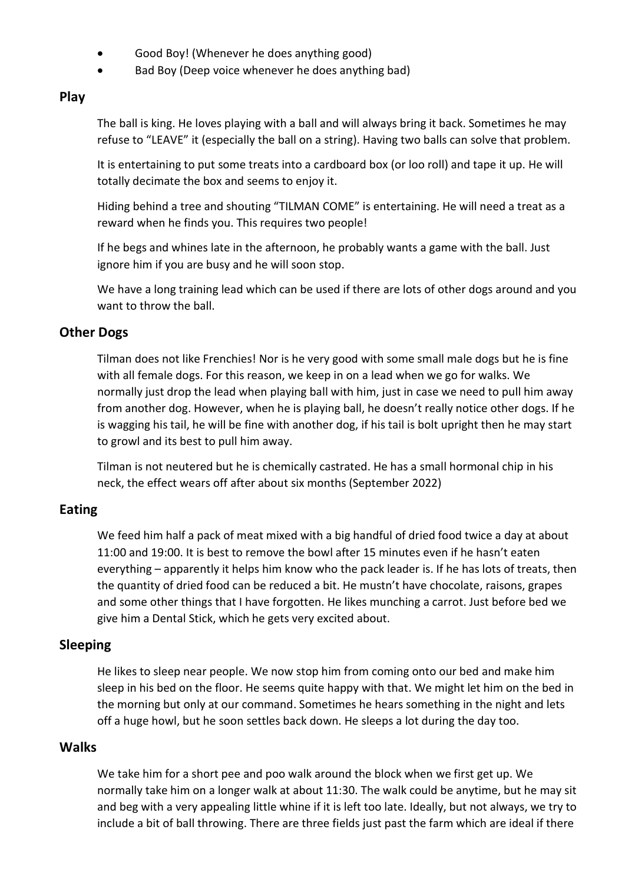- Good Boy! (Whenever he does anything good)
- Bad Boy (Deep voice whenever he does anything bad)

## Play

The ball is king. He loves playing with a ball and will always bring it back. Sometimes he may refuse to "LEAVE" it (especially the ball on a string). Having two balls can solve that problem.

It is entertaining to put some treats into a cardboard box (or loo roll) and tape it up. He will totally decimate the box and seems to enjoy it.

Hiding behind a tree and shouting "TILMAN COME" is entertaining. He will need a treat as a reward when he finds you. This requires two people!

If he begs and whines late in the afternoon, he probably wants a game with the ball. Just ignore him if you are busy and he will soon stop.

We have a long training lead which can be used if there are lots of other dogs around and you want to throw the ball.

## Other Dogs

Tilman does not like Frenchies! Nor is he very good with some small male dogs but he is fine with all female dogs. For this reason, we keep in on a lead when we go for walks. We normally just drop the lead when playing ball with him, just in case we need to pull him away from another dog. However, when he is playing ball, he doesn't really notice other dogs. If he is wagging his tail, he will be fine with another dog, if his tail is bolt upright then he may start to growl and its best to pull him away.

Tilman is not neutered but he is chemically castrated. He has a small hormonal chip in his neck, the effect wears off after about six months (September 2022)

## Eating

We feed him half a pack of meat mixed with a big handful of dried food twice a day at about 11:00 and 19:00. It is best to remove the bowl after 15 minutes even if he hasn't eaten everything – apparently it helps him know who the pack leader is. If he has lots of treats, then the quantity of dried food can be reduced a bit. He mustn't have chocolate, raisons, grapes and some other things that I have forgotten. He likes munching a carrot. Just before bed we give him a Dental Stick, which he gets very excited about.

## Sleeping

He likes to sleep near people. We now stop him from coming onto our bed and make him sleep in his bed on the floor. He seems quite happy with that. We might let him on the bed in the morning but only at our command. Sometimes he hears something in the night and lets off a huge howl, but he soon settles back down. He sleeps a lot during the day too.

## Walks

We take him for a short pee and poo walk around the block when we first get up. We normally take him on a longer walk at about 11:30. The walk could be anytime, but he may sit and beg with a very appealing little whine if it is left too late. Ideally, but not always, we try to include a bit of ball throwing. There are three fields just past the farm which are ideal if there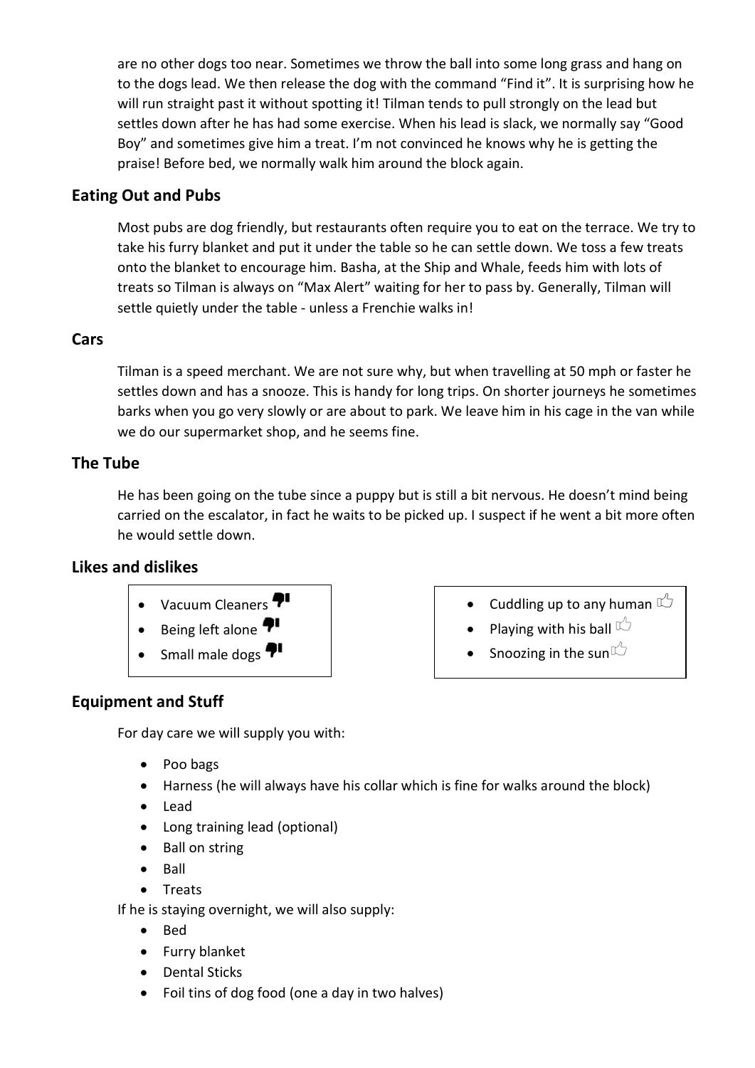are no other dogs too near. Sometimes we throw the ball into some long grass and hang on to the dogs lead. We then release the dog with the command "Find it". It is surprising how he will run straight past it without spotting it! Tilman tends to pull strongly on the lead but settles down after he has had some exercise. When his lead is slack, we normally say "Good Boy" and sometimes give him a treat. I'm not convinced he knows why he is getting the praise! Before bed, we normally walk him around the block again.

## Eating Out and Pubs

Most pubs are dog friendly, but restaurants often require you to eat on the terrace. We try to take his furry blanket and put it under the table so he can settle down. We toss a few treats onto the blanket to encourage him. Basha, at the Ship and Whale, feeds him with lots of treats so Tilman is always on "Max Alert" waiting for her to pass by. Generally, Tilman will settle quietly under the table - unless a Frenchie walks in!

## Cars

Tilman is a speed merchant. We are not sure why, but when travelling at 50 mph or faster he settles down and has a snooze. This is handy for long trips. On shorter journeys he sometimes barks when you go very slowly or are about to park. We leave him in his cage in the van while we do our supermarket shop, and he seems fine.

## The Tube

He has been going on the tube since a puppy but is still a bit nervous. He doesn't mind being carried on the escalator, in fact he waits to be picked up. I suspect if he went a bit more often he would settle down.

## Likes and dislikes

- Vacuum Cleaners 👎
- Being left alone 👎
- Small male dogs 👎

- Cuddling up to any human 👍
- Playing with his ball 👍
- Snoozing in the sun 👍

## Equipment and Stuff

For day care we will supply you with:

- Poo bags
- Harness (he will always have his collar which is fine for walks around the block)
- Lead
- Long training lead (optional)
- Ball on string
- Ball
- Treats

If he is staying overnight, we will also supply:

- Bed
- Furry blanket
- Dental Sticks
- Foil tins of dog food (one a day in two halves)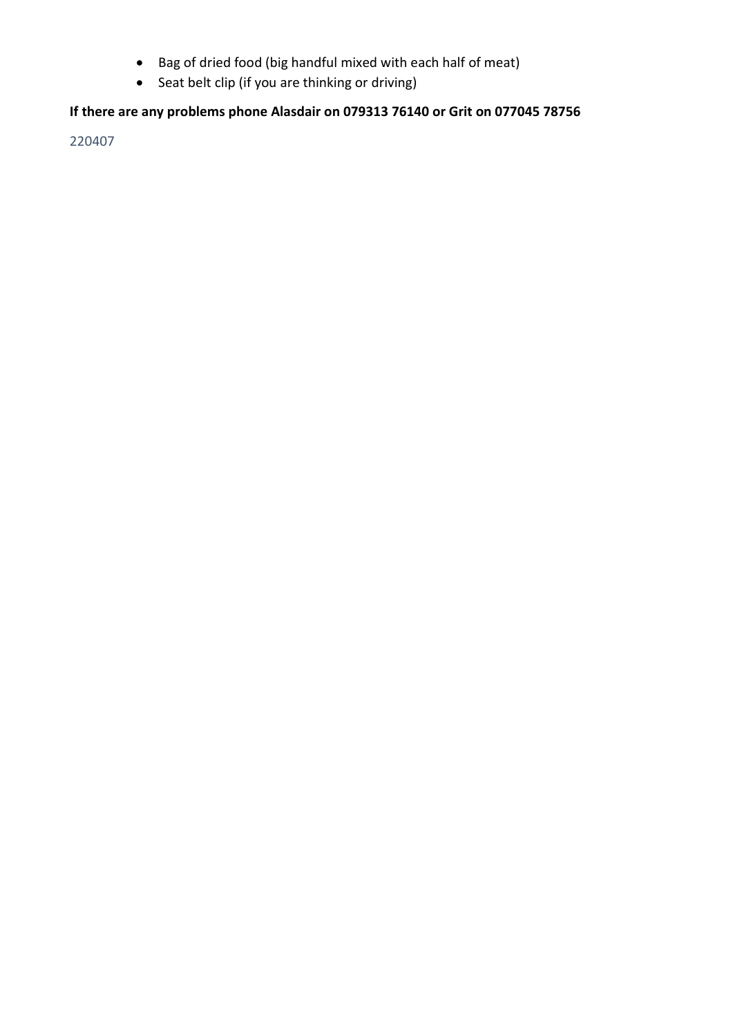- Bag of dried food (big handful mixed with each half of meat)
- Seat belt clip (if you are thinking or driving)

**If there are any problems phone Alasdair on 079313 76140 or Grit on 077045 78756**

220407